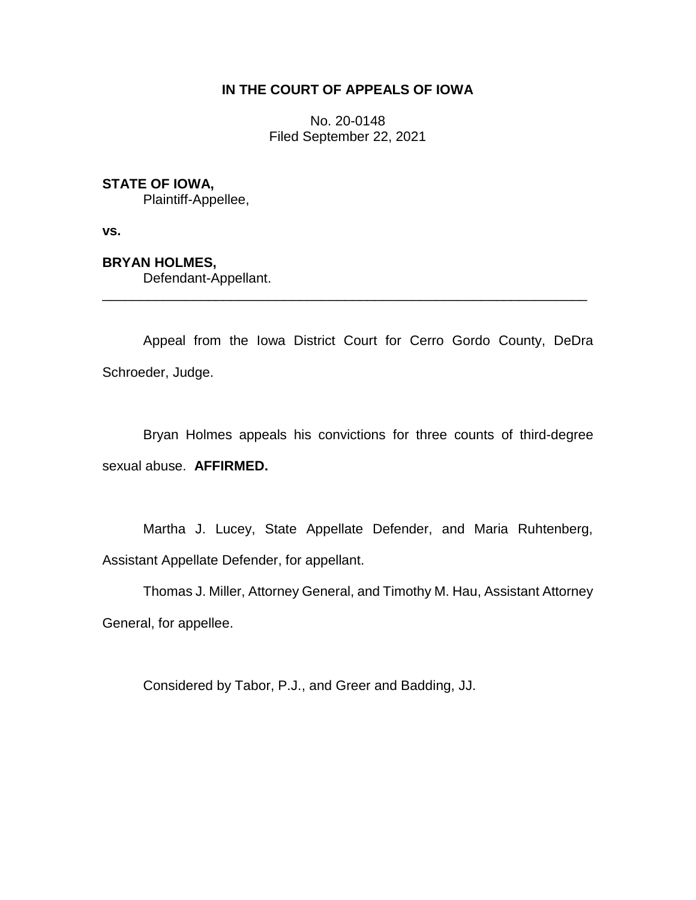# IN THE COURT OF APPEALS OF IOWA

No. 20-0148
Filed September 22, 2021

**STATE OF IOWA,**
Plaintiff-Appellee,

**vs.**

**BRYAN HOLMES,**
Defendant-Appellant.

---

Appeal from the Iowa District Court for Cerro Gordo County, DeDra Schroeder, Judge.

Bryan Holmes appeals his convictions for three counts of third-degree sexual abuse. **AFFIRMED.**

Martha J. Lucey, State Appellate Defender, and Maria Ruhtenberg, Assistant Appellate Defender, for appellant.

Thomas J. Miller, Attorney General, and Timothy M. Hau, Assistant Attorney General, for appellee.

Considered by Tabor, P.J., and Greer and Badding, JJ.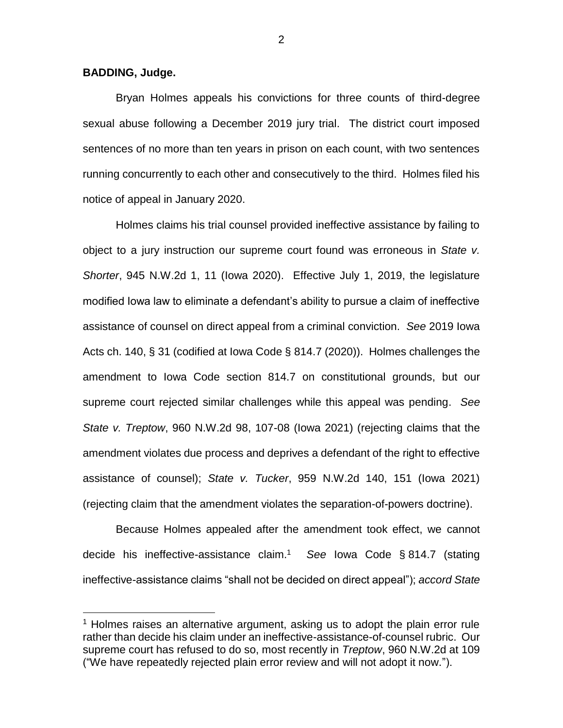**BADDING, Judge.**

Bryan Holmes appeals his convictions for three counts of third-degree sexual abuse following a December 2019 jury trial. The district court imposed sentences of no more than ten years in prison on each count, with two sentences running concurrently to each other and consecutively to the third. Holmes filed his notice of appeal in January 2020.

Holmes claims his trial counsel provided ineffective assistance by failing to object to a jury instruction our supreme court found was erroneous in *State v. Shorter*, 945 N.W.2d 1, 11 (Iowa 2020). Effective July 1, 2019, the legislature modified Iowa law to eliminate a defendant's ability to pursue a claim of ineffective assistance of counsel on direct appeal from a criminal conviction. *See* 2019 Iowa Acts ch. 140, § 31 (codified at Iowa Code § 814.7 (2020)). Holmes challenges the amendment to Iowa Code section 814.7 on constitutional grounds, but our supreme court rejected similar challenges while this appeal was pending. *See State v. Treptow*, 960 N.W.2d 98, 107-08 (Iowa 2021) (rejecting claims that the amendment violates due process and deprives a defendant of the right to effective assistance of counsel); *State v. Tucker*, 959 N.W.2d 140, 151 (Iowa 2021) (rejecting claim that the amendment violates the separation-of-powers doctrine).

Because Holmes appealed after the amendment took effect, we cannot decide his ineffective-assistance claim.[1] *See* Iowa Code § 814.7 (stating ineffective-assistance claims "shall not be decided on direct appeal"); *accord State*

[1] Holmes raises an alternative argument, asking us to adopt the plain error rule rather than decide his claim under an ineffective-assistance-of-counsel rubric. Our supreme court has refused to do so, most recently in *Treptow*, 960 N.W.2d at 109 ("We have repeatedly rejected plain error review and will not adopt it now.").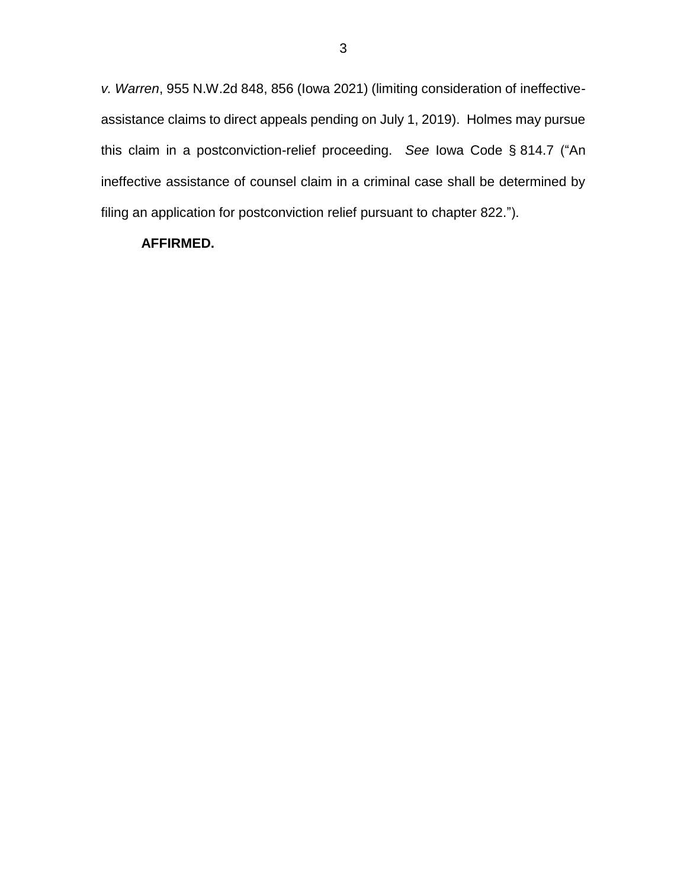*v. Warren*, 955 N.W.2d 848, 856 (Iowa 2021) (limiting consideration of ineffective-assistance claims to direct appeals pending on July 1, 2019). Holmes may pursue this claim in a postconviction-relief proceeding. *See* Iowa Code § 814.7 ("An ineffective assistance of counsel claim in a criminal case shall be determined by filing an application for postconviction relief pursuant to chapter 822.").

**AFFIRMED.**